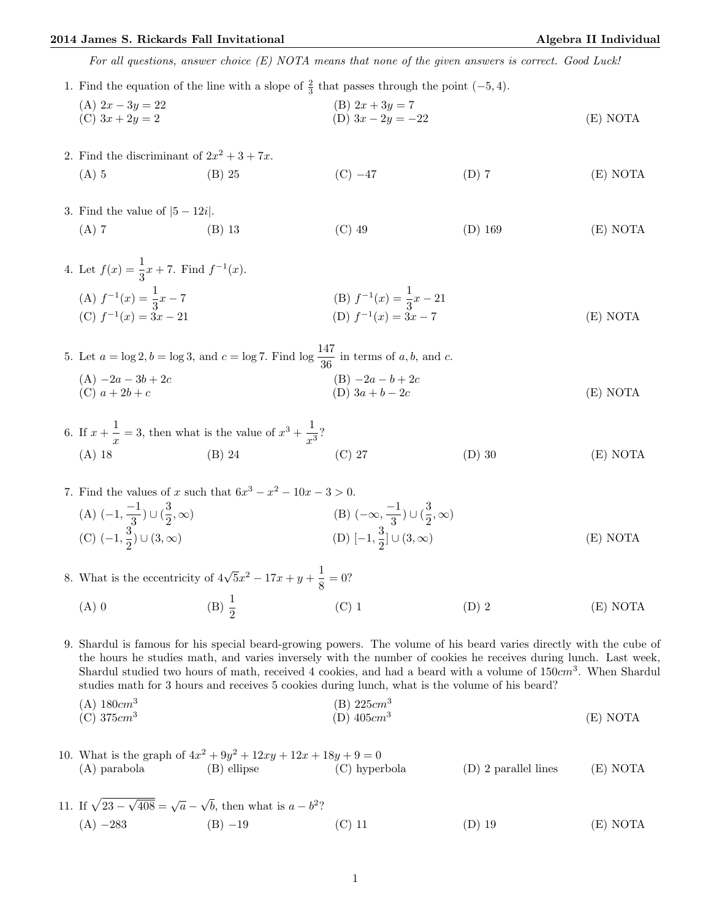*For all questions, answer choice (E) NOTA means that none of the given answers is correct. Good Luck!*

1. Find the equation of the line with a slope of $\frac{2}{3}$ that passes through the point $(-5, 4)$.

   (A) $2x - 3y = 22$
   (B) $2x + 3y = 7$
   (C) $3x + 2y = 2$
   (D) $3x - 2y = -22$
   (E) NOTA

2. Find the discriminant of $2x^2 + 3 + 7x$.

   (A) 5 (B) 25 (C) $-47$ (D) 7 (E) NOTA

3. Find the value of $|5 - 12i|$.

   (A) 7 (B) 13 (C) 49 (D) 169 (E) NOTA

4. Let $f(x) = \dfrac{1}{3}x + 7$. Find $f^{-1}(x)$.

   (A) $f^{-1}(x) = \dfrac{1}{3}x - 7$
   (B) $f^{-1}(x) = \dfrac{1}{3}x - 21$
   (C) $f^{-1}(x) = 3x - 21$
   (D) $f^{-1}(x) = 3x - 7$
   (E) NOTA

5. Let $a = \log 2, b = \log 3$, and $c = \log 7$. Find $\log \dfrac{147}{36}$ in terms of $a, b$, and $c$.

   (A) $-2a - 3b + 2c$
   (B) $-2a - b + 2c$
   (C) $a + 2b + c$
   (D) $3a + b - 2c$
   (E) NOTA

6. If $x + \dfrac{1}{x} = 3$, then what is the value of $x^3 + \dfrac{1}{x^3}$?

   (A) 18 (B) 24 (C) 27 (D) 30 (E) NOTA

7. Find the values of $x$ such that $6x^3 - x^2 - 10x - 3 > 0$.

   (A) $(-1, \frac{-1}{3}) \cup (\frac{3}{2}, \infty)$
   (B) $(-\infty, \frac{-1}{3}) \cup (\frac{3}{2}, \infty)$
   (C) $(-1, \frac{3}{2}) \cup (3, \infty)$
   (D) $[-1, \frac{3}{2}] \cup (3, \infty)$
   (E) NOTA

8. What is the eccentricity of $4\sqrt{5}x^2 - 17x + y + \dfrac{1}{8} = 0$?

   (A) 0 (B) $\dfrac{1}{2}$ (C) 1 (D) 2 (E) NOTA

9. Shardul is famous for his special beard-growing powers. The volume of his beard varies directly with the cube of the hours he studies math, and varies inversely with the number of cookies he receives during lunch. Last week, Shardul studied two hours of math, received 4 cookies, and had a beard with a volume of $150cm^3$. When Shardul studies math for 3 hours and receives 5 cookies during lunch, what is the volume of his beard?

   (A) $180cm^3$
   (B) $225cm^3$
   (C) $375cm^3$
   (D) $405cm^3$
   (E) NOTA

10. What is the graph of $4x^2 + 9y^2 + 12xy + 12x + 18y + 9 = 0$

    (A) parabola (B) ellipse (C) hyperbola (D) 2 parallel lines (E) NOTA

11. If $\sqrt{23 - \sqrt{408}} = \sqrt{a} - \sqrt{b}$, then what is $a - b^2$?

    (A) $-283$ (B) $-19$ (C) 11 (D) 19 (E) NOTA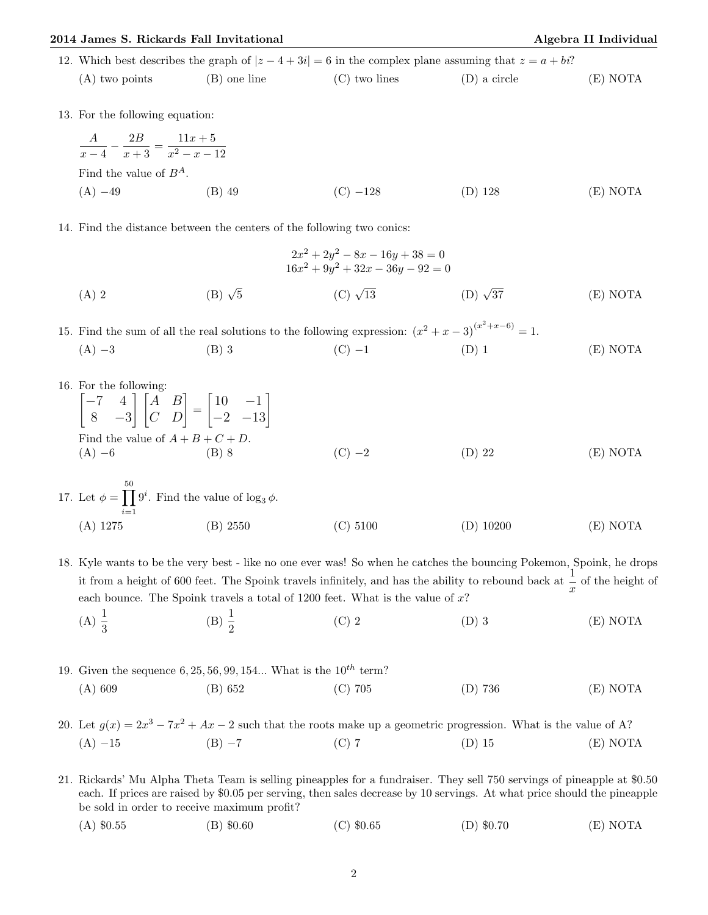12. Which best describes the graph of $|z - 4 + 3i| = 6$ in the complex plane assuming that $z = a + bi$?

(A) two points (B) one line (C) two lines (D) a circle (E) NOTA

13. For the following equation:

$\dfrac{A}{x-4} - \dfrac{2B}{x+3} = \dfrac{11x+5}{x^2-x-12}$

Find the value of $B^A$.

(A) $-49$ (B) 49 (C) $-128$ (D) 128 (E) NOTA

14. Find the distance between the centers of the following two conics:

$$2x^2 + 2y^2 - 8x - 16y + 38 = 0$$
$$16x^2 + 9y^2 + 32x - 36y - 92 = 0$$

(A) 2 (B) $\sqrt{5}$ (C) $\sqrt{13}$ (D) $\sqrt{37}$ (E) NOTA

15. Find the sum of all the real solutions to the following expression: $(x^2 + x - 3)^{(x^2+x-6)} = 1$.

(A) $-3$ (B) 3 (C) $-1$ (D) 1 (E) NOTA

16. For the following:

$\begin{bmatrix} -7 & 4 \\ 8 & -3 \end{bmatrix} \begin{bmatrix} A & B \\ C & D \end{bmatrix} = \begin{bmatrix} 10 & -1 \\ -2 & -13 \end{bmatrix}$

Find the value of $A + B + C + D$.

(A) $-6$ (B) 8 (C) $-2$ (D) 22 (E) NOTA

17. Let $\phi = \displaystyle\prod_{i=1}^{50} 9^i$. Find the value of $\log_3 \phi$.

(A) 1275 (B) 2550 (C) 5100 (D) 10200 (E) NOTA

18. Kyle wants to be the very best - like no one ever was! So when he catches the bouncing Pokemon, Spoink, he drops it from a height of 600 feet. The Spoink travels infinitely, and has the ability to rebound back at $\dfrac{1}{x}$ of the height of each bounce. The Spoink travels a total of 1200 feet. What is the value of $x$?

(A) $\dfrac{1}{3}$ (B) $\dfrac{1}{2}$ (C) 2 (D) 3 (E) NOTA

19. Given the sequence $6, 25, 56, 99, 154...$ What is the $10^{th}$ term?

(A) 609 (B) 652 (C) 705 (D) 736 (E) NOTA

20. Let $g(x) = 2x^3 - 7x^2 + Ax - 2$ such that the roots make up a geometric progression. What is the value of A?

(A) $-15$ (B) $-7$ (C) 7 (D) 15 (E) NOTA

21. Rickards' Mu Alpha Theta Team is selling pineapples for a fundraiser. They sell 750 servings of pineapple at \$0.50 each. If prices are raised by \$0.05 per serving, then sales decrease by 10 servings. At what price should the pineapple be sold in order to receive maximum profit?

(A) \$0.55 (B) \$0.60 (C) \$0.65 (D) \$0.70 (E) NOTA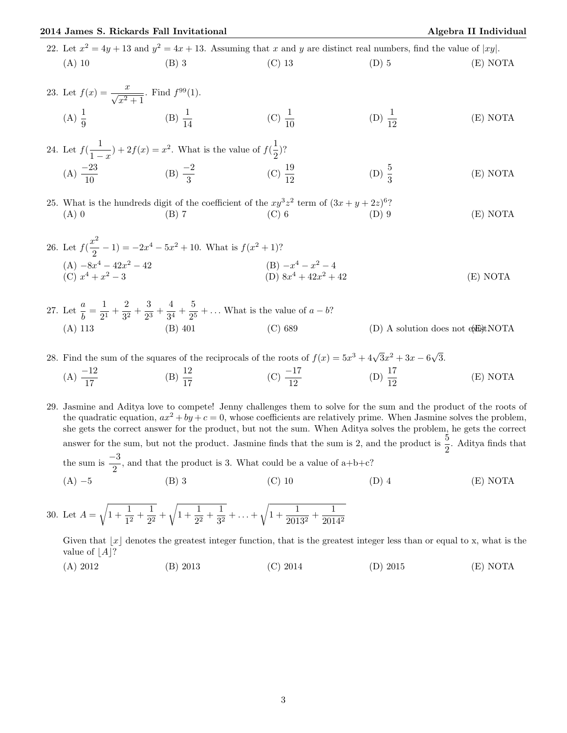22. Let $x^2 = 4y + 13$ and $y^2 = 4x + 13$. Assuming that $x$ and $y$ are distinct real numbers, find the value of $|xy|$.

(A) 10 (B) 3 (C) 13 (D) 5 (E) NOTA

23. Let $f(x) = \dfrac{x}{\sqrt{x^2+1}}$. Find $f^{99}(1)$.

(A) $\dfrac{1}{9}$ (B) $\dfrac{1}{14}$ (C) $\dfrac{1}{10}$ (D) $\dfrac{1}{12}$ (E) NOTA

24. Let $f(\dfrac{1}{1-x}) + 2f(x) = x^2$. What is the value of $f(\dfrac{1}{2})$?

(A) $\dfrac{-23}{10}$ (B) $\dfrac{-2}{3}$ (C) $\dfrac{19}{12}$ (D) $\dfrac{5}{3}$ (E) NOTA

25. What is the hundreds digit of the coefficient of the $xy^3z^2$ term of $(3x + y + 2z)^6$?

(A) 0 (B) 7 (C) 6 (D) 9 (E) NOTA

26. Let $f(\dfrac{x^2}{2} - 1) = -2x^4 - 5x^2 + 10$. What is $f(x^2 + 1)$?

(A) $-8x^4 - 42x^2 - 42$
(B) $-x^4 - x^2 - 4$
(C) $x^4 + x^2 - 3$
(D) $8x^4 + 42x^2 + 42$
(E) NOTA

27. Let $\dfrac{a}{b} = \dfrac{1}{2^1} + \dfrac{2}{3^2} + \dfrac{3}{2^3} + \dfrac{4}{3^4} + \dfrac{5}{2^5} + \ldots$ What is the value of $a - b$?

(A) 113 (B) 401 (C) 689 (D) A solution does not exist (E) NOTA

28. Find the sum of the squares of the reciprocals of the roots of $f(x) = 5x^3 + 4\sqrt{3}x^2 + 3x - 6\sqrt{3}$.

(A) $\dfrac{-12}{17}$ (B) $\dfrac{12}{17}$ (C) $\dfrac{-17}{12}$ (D) $\dfrac{17}{12}$ (E) NOTA

29. Jasmine and Aditya love to compete! Jenny challenges them to solve for the sum and the product of the roots of the quadratic equation, $ax^2 + by + c = 0$, whose coefficients are relatively prime. When Jasmine solves the problem, she gets the correct answer for the product, but not the sum. When Aditya solves the problem, he gets the correct answer for the sum, but not the product. Jasmine finds that the sum is 2, and the product is $\dfrac{5}{2}$. Aditya finds that the sum is $\dfrac{-3}{2}$, and that the product is 3. What could be a value of a+b+c?

(A) $-5$ (B) 3 (C) 10 (D) 4 (E) NOTA

30. Let $A = \sqrt{1 + \dfrac{1}{1^2} + \dfrac{1}{2^2}} + \sqrt{1 + \dfrac{1}{2^2} + \dfrac{1}{3^2}} + \ldots + \sqrt{1 + \dfrac{1}{2013^2} + \dfrac{1}{2014^2}}$

Given that $\lfloor x \rfloor$ denotes the greatest integer function, that is the greatest integer less than or equal to x, what is the value of $\lfloor A \rfloor$?

(A) 2012 (B) 2013 (C) 2014 (D) 2015 (E) NOTA